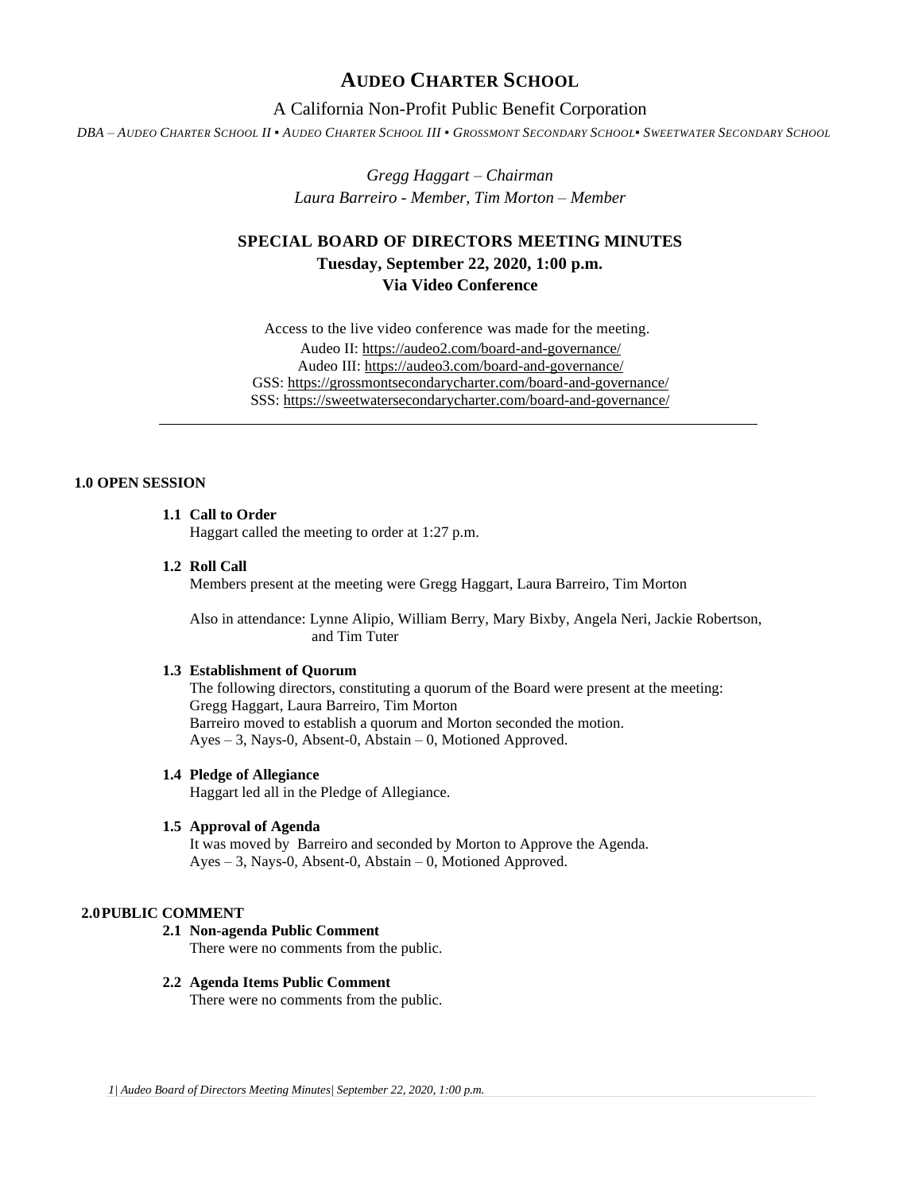# AUDEO CHARTER SCHOOL

A California Non-Profit Public Benefit Corporation

*DBA – AUDEO CHARTER SCHOOL II ▪ AUDEO CHARTER SCHOOL III ▪ GROSSMONT SECONDARY SCHOOL▪ SWEETWATER SECONDARY SCHOOL*

*Gregg Haggart – Chairman*
*Laura Barreiro - Member, Tim Morton – Member*

## SPECIAL BOARD OF DIRECTORS MEETING MINUTES
**Tuesday, September 22, 2020, 1:00 p.m.**
**Via Video Conference**

Access to the live video conference was made for the meeting.
Audeo II: https://audeo2.com/board-and-governance/
Audeo III: https://audeo3.com/board-and-governance/
GSS: https://grossmontsecondarycharter.com/board-and-governance/
SSS: https://sweetwatersecondarycharter.com/board-and-governance/

---

### 1.0 OPEN SESSION

**1.1 Call to Order**
Haggart called the meeting to order at 1:27 p.m.

**1.2 Roll Call**
Members present at the meeting were Gregg Haggart, Laura Barreiro, Tim Morton

Also in attendance: Lynne Alipio, William Berry, Mary Bixby, Angela Neri, Jackie Robertson, and Tim Tuter

**1.3 Establishment of Quorum**
The following directors, constituting a quorum of the Board were present at the meeting:
Gregg Haggart, Laura Barreiro, Tim Morton
Barreiro moved to establish a quorum and Morton seconded the motion.
Ayes – 3, Nays-0, Absent-0, Abstain – 0, Motioned Approved.

**1.4 Pledge of Allegiance**
Haggart led all in the Pledge of Allegiance.

**1.5 Approval of Agenda**
It was moved by Barreiro and seconded by Morton to Approve the Agenda.
Ayes – 3, Nays-0, Absent-0, Abstain – 0, Motioned Approved.

### 2.0 PUBLIC COMMENT

**2.1 Non-agenda Public Comment**
There were no comments from the public.

**2.2 Agenda Items Public Comment**
There were no comments from the public.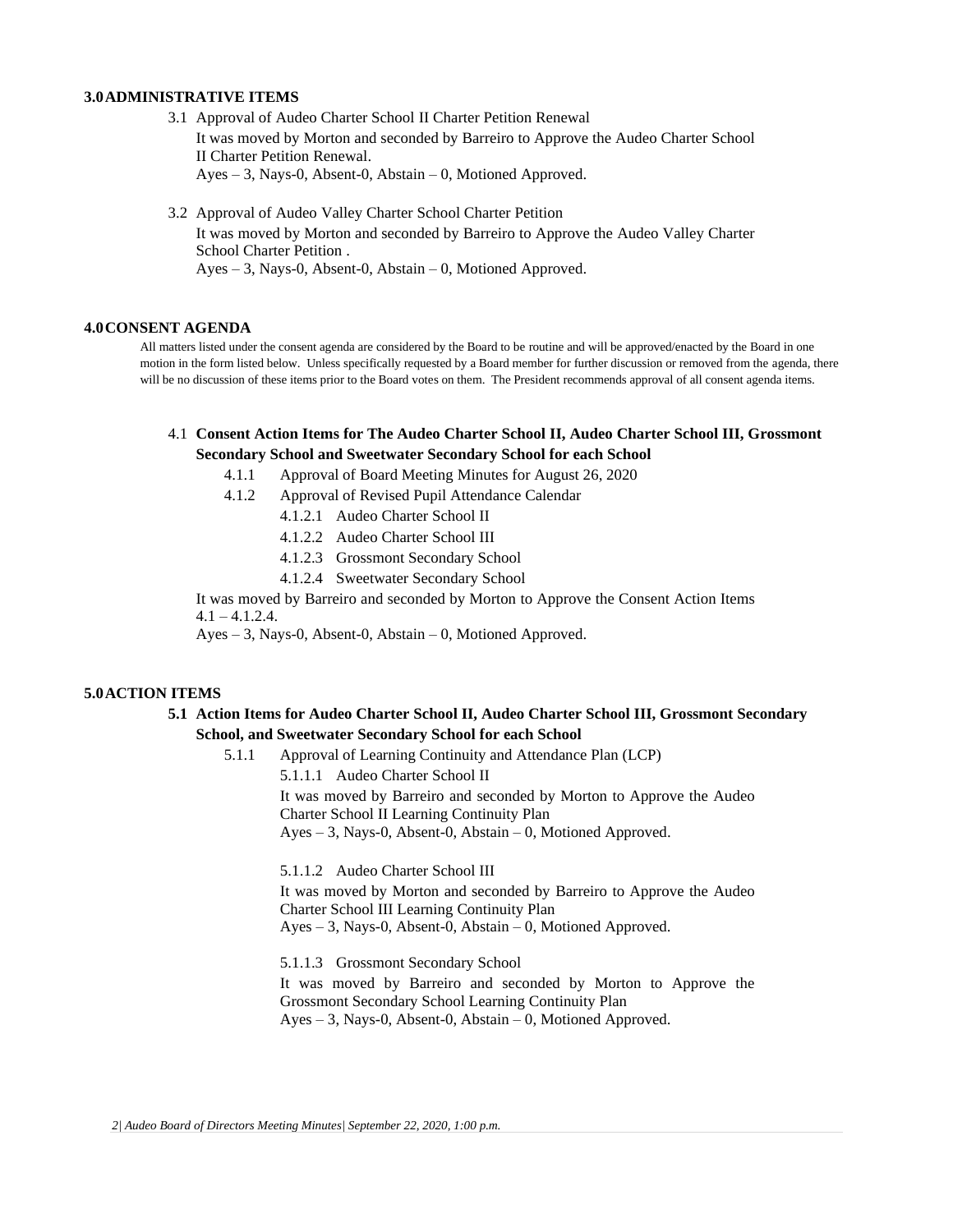## 3.0 ADMINISTRATIVE ITEMS

3.1 Approval of Audeo Charter School II Charter Petition Renewal

It was moved by Morton and seconded by Barreiro to Approve the Audeo Charter School II Charter Petition Renewal.

Ayes – 3, Nays-0, Absent-0, Abstain – 0, Motioned Approved.

3.2 Approval of Audeo Valley Charter School Charter Petition

It was moved by Morton and seconded by Barreiro to Approve the Audeo Valley Charter School Charter Petition .

Ayes – 3, Nays-0, Absent-0, Abstain – 0, Motioned Approved.

## 4.0 CONSENT AGENDA

All matters listed under the consent agenda are considered by the Board to be routine and will be approved/enacted by the Board in one motion in the form listed below. Unless specifically requested by a Board member for further discussion or removed from the agenda, there will be no discussion of these items prior to the Board votes on them. The President recommends approval of all consent agenda items.

4.1 **Consent Action Items for The Audeo Charter School II, Audeo Charter School III, Grossmont Secondary School and Sweetwater Secondary School for each School**

- 4.1.1 Approval of Board Meeting Minutes for August 26, 2020
- 4.1.2 Approval of Revised Pupil Attendance Calendar
  - 4.1.2.1 Audeo Charter School II
  - 4.1.2.2 Audeo Charter School III
  - 4.1.2.3 Grossmont Secondary School
  - 4.1.2.4 Sweetwater Secondary School

It was moved by Barreiro and seconded by Morton to Approve the Consent Action Items 4.1 – 4.1.2.4.

Ayes – 3, Nays-0, Absent-0, Abstain – 0, Motioned Approved.

## 5.0 ACTION ITEMS

**5.1 Action Items for Audeo Charter School II, Audeo Charter School III, Grossmont Secondary School, and Sweetwater Secondary School for each School**

5.1.1 Approval of Learning Continuity and Attendance Plan (LCP)

5.1.1.1 Audeo Charter School II

It was moved by Barreiro and seconded by Morton to Approve the Audeo Charter School II Learning Continuity Plan

Ayes – 3, Nays-0, Absent-0, Abstain – 0, Motioned Approved.

5.1.1.2 Audeo Charter School III

It was moved by Morton and seconded by Barreiro to Approve the Audeo Charter School III Learning Continuity Plan

Ayes – 3, Nays-0, Absent-0, Abstain – 0, Motioned Approved.

5.1.1.3 Grossmont Secondary School

It was moved by Barreiro and seconded by Morton to Approve the Grossmont Secondary School Learning Continuity Plan

Ayes – 3, Nays-0, Absent-0, Abstain – 0, Motioned Approved.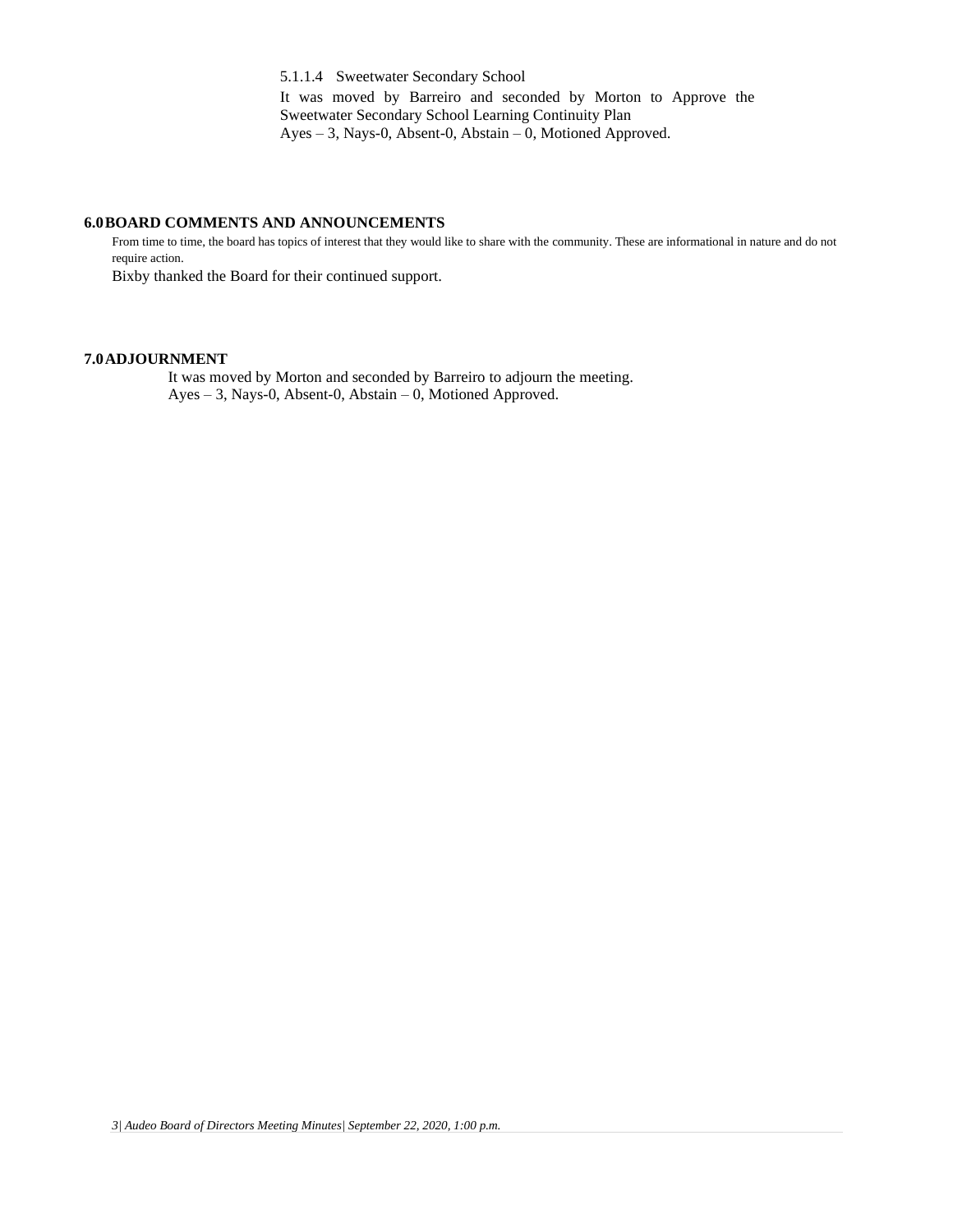5.1.1.4 Sweetwater Secondary School

It was moved by Barreiro and seconded by Morton to Approve the Sweetwater Secondary School Learning Continuity Plan

Ayes – 3, Nays-0, Absent-0, Abstain – 0, Motioned Approved.

## 6.0 BOARD COMMENTS AND ANNOUNCEMENTS

From time to time, the board has topics of interest that they would like to share with the community. These are informational in nature and do not require action.

Bixby thanked the Board for their continued support.

## 7.0 ADJOURNMENT

It was moved by Morton and seconded by Barreiro to adjourn the meeting.

Ayes – 3, Nays-0, Absent-0, Abstain – 0, Motioned Approved.